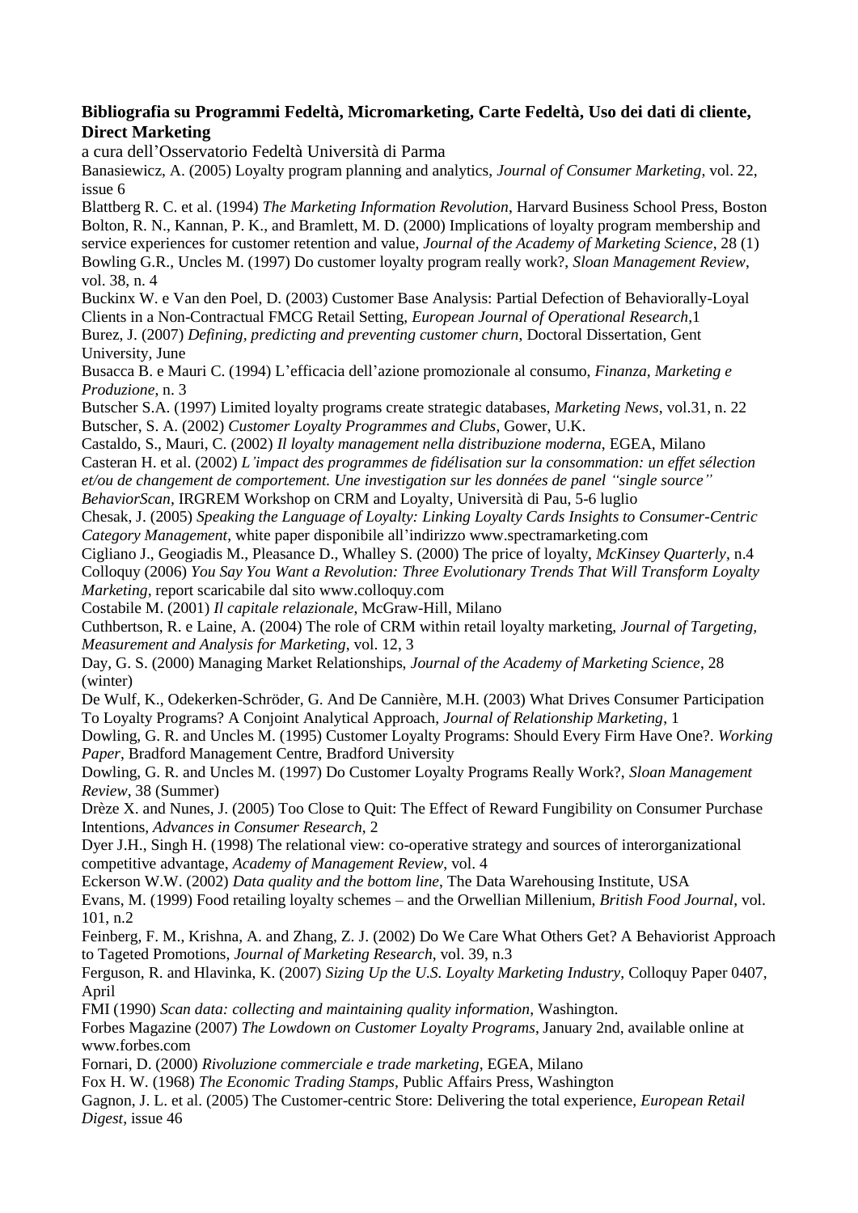**Bibliografia su Programmi Fedeltà, Micromarketing, Carte Fedeltà, Uso dei dati di cliente, Direct Marketing**

a cura dell'Osservatorio Fedeltà Università di Parma

Banasiewicz, A. (2005) Loyalty program planning and analytics, *Journal of Consumer Marketing*, vol. 22, issue 6

Blattberg R. C. et al. (1994) *The Marketing Information Revolution*, Harvard Business School Press, Boston

Bolton, R. N., Kannan, P. K., and Bramlett, M. D. (2000) Implications of loyalty program membership and service experiences for customer retention and value, *Journal of the Academy of Marketing Science*, 28 (1)

Bowling G.R., Uncles M. (1997) Do customer loyalty program really work?, *Sloan Management Review*, vol. 38, n. 4

Buckinx W. e Van den Poel, D. (2003) Customer Base Analysis: Partial Defection of Behaviorally-Loyal Clients in a Non-Contractual FMCG Retail Setting, *European Journal of Operational Research*,1

Burez, J. (2007) *Defining, predicting and preventing customer churn*, Doctoral Dissertation, Gent University, June

Busacca B. e Mauri C. (1994) L'efficacia dell'azione promozionale al consumo, *Finanza, Marketing e Produzione*, n. 3

Butscher S.A. (1997) Limited loyalty programs create strategic databases, *Marketing News*, vol.31, n. 22

Butscher, S. A. (2002) *Customer Loyalty Programmes and Clubs*, Gower, U.K.

Castaldo, S., Mauri, C. (2002) *Il loyalty management nella distribuzione moderna*, EGEA, Milano

Casteran H. et al. (2002) *L'impact des programmes de fidélisation sur la consommation: un effet sélection et/ou de changement de comportement. Une investigation sur les données de panel "single source" BehaviorScan*, IRGREM Workshop on CRM and Loyalty, Università di Pau, 5-6 luglio

Chesak, J. (2005) *Speaking the Language of Loyalty: Linking Loyalty Cards Insights to Consumer-Centric Category Management*, white paper disponibile all'indirizzo www.spectramarketing.com

Cigliano J., Geogiadis M., Pleasance D., Whalley S. (2000) The price of loyalty, *McKinsey Quarterly*, n.4

Colloquy (2006) *You Say You Want a Revolution: Three Evolutionary Trends That Will Transform Loyalty Marketing*, report scaricabile dal sito www.colloquy.com

Costabile M. (2001) *Il capitale relazionale*, McGraw-Hill, Milano

Cuthbertson, R. e Laine, A. (2004) The role of CRM within retail loyalty marketing, *Journal of Targeting, Measurement and Analysis for Marketing*, vol. 12, 3

Day, G. S. (2000) Managing Market Relationships, *Journal of the Academy of Marketing Science*, 28 (winter)

De Wulf, K., Odekerken-Schröder, G. And De Cannière, M.H. (2003) What Drives Consumer Participation To Loyalty Programs? A Conjoint Analytical Approach, *Journal of Relationship Marketing*, 1

Dowling, G. R. and Uncles M. (1995) Customer Loyalty Programs: Should Every Firm Have One?. *Working Paper*, Bradford Management Centre, Bradford University

Dowling, G. R. and Uncles M. (1997) Do Customer Loyalty Programs Really Work?, *Sloan Management Review*, 38 (Summer)

Drèze X. and Nunes, J. (2005) Too Close to Quit: The Effect of Reward Fungibility on Consumer Purchase Intentions, *Advances in Consumer Research*, 2

Dyer J.H., Singh H. (1998) The relational view: co-operative strategy and sources of interorganizational competitive advantage, *Academy of Management Review*, vol. 4

Eckerson W.W. (2002) *Data quality and the bottom line*, The Data Warehousing Institute, USA

Evans, M. (1999) Food retailing loyalty schemes – and the Orwellian Millenium, *British Food Journal*, vol. 101, n.2

Feinberg, F. M., Krishna, A. and Zhang, Z. J. (2002) Do We Care What Others Get? A Behaviorist Approach to Tageted Promotions, *Journal of Marketing Research*, vol. 39, n.3

Ferguson, R. and Hlavinka, K. (2007) *Sizing Up the U.S. Loyalty Marketing Industry*, Colloquy Paper 0407, April

FMI (1990) *Scan data: collecting and maintaining quality information*, Washington.

Forbes Magazine (2007) *The Lowdown on Customer Loyalty Programs*, January 2nd, available online at www.forbes.com

Fornari, D. (2000) *Rivoluzione commerciale e trade marketing*, EGEA, Milano

Fox H. W. (1968) *The Economic Trading Stamps*, Public Affairs Press, Washington

Gagnon, J. L. et al. (2005) The Customer-centric Store: Delivering the total experience, *European Retail Digest*, issue 46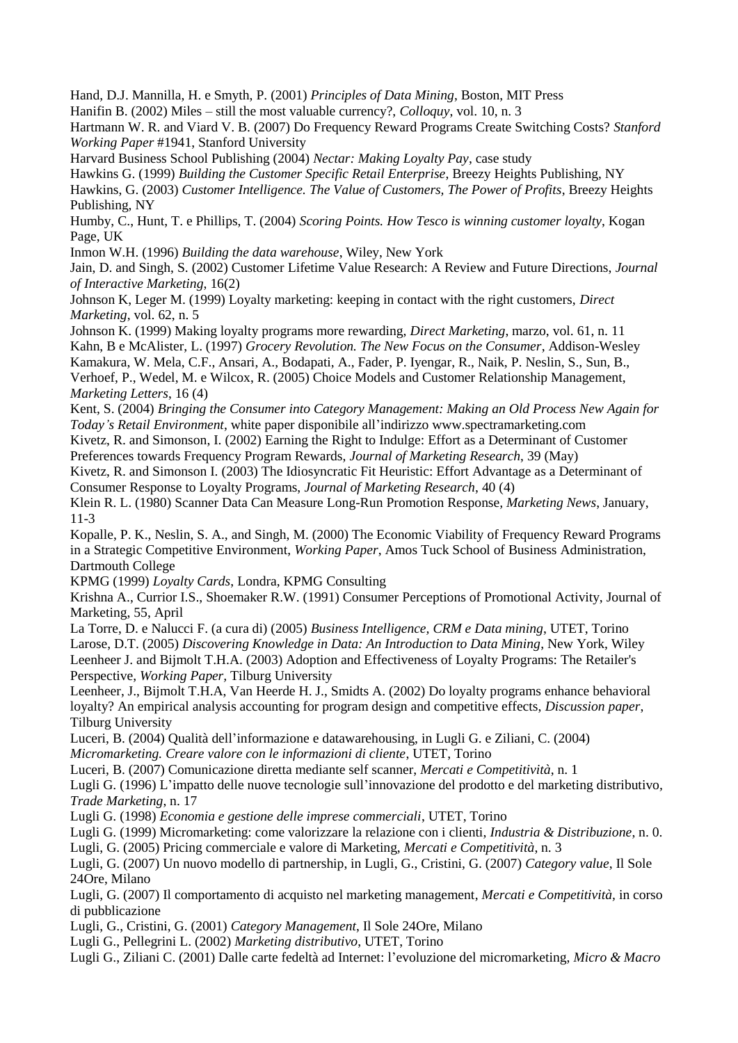Hand, D.J. Mannilla, H. e Smyth, P. (2001) *Principles of Data Mining*, Boston, MIT Press

Hanifin B. (2002) Miles – still the most valuable currency?, *Colloquy*, vol. 10, n. 3

Hartmann W. R. and Viard V. B. (2007) Do Frequency Reward Programs Create Switching Costs? *Stanford Working Paper* #1941, Stanford University

Harvard Business School Publishing (2004) *Nectar: Making Loyalty Pay*, case study

Hawkins G. (1999) *Building the Customer Specific Retail Enterprise*, Breezy Heights Publishing, NY

Hawkins, G. (2003) *Customer Intelligence. The Value of Customers, The Power of Profits*, Breezy Heights Publishing, NY

Humby, C., Hunt, T. e Phillips, T. (2004) *Scoring Points. How Tesco is winning customer loyalty*, Kogan Page, UK

Inmon W.H. (1996) *Building the data warehouse*, Wiley, New York

Jain, D. and Singh, S. (2002) Customer Lifetime Value Research: A Review and Future Directions, *Journal of Interactive Marketing*, 16(2)

Johnson K, Leger M. (1999) Loyalty marketing: keeping in contact with the right customers, *Direct Marketing*, vol. 62, n. 5

Johnson K. (1999) Making loyalty programs more rewarding, *Direct Marketing*, marzo, vol. 61, n. 11

Kahn, B e McAlister, L. (1997) *Grocery Revolution. The New Focus on the Consumer*, Addison-Wesley

Kamakura, W. Mela, C.F., Ansari, A., Bodapati, A., Fader, P. Iyengar, R., Naik, P. Neslin, S., Sun, B., Verhoef, P., Wedel, M. e Wilcox, R. (2005) Choice Models and Customer Relationship Management, *Marketing Letters*, 16 (4)

Kent, S. (2004) *Bringing the Consumer into Category Management: Making an Old Process New Again for Today's Retail Environment*, white paper disponibile all'indirizzo www.spectramarketing.com

Kivetz, R. and Simonson, I. (2002) Earning the Right to Indulge: Effort as a Determinant of Customer Preferences towards Frequency Program Rewards, *Journal of Marketing Research*, 39 (May)

Kivetz, R. and Simonson I. (2003) The Idiosyncratic Fit Heuristic: Effort Advantage as a Determinant of Consumer Response to Loyalty Programs, *Journal of Marketing Research*, 40 (4)

Klein R. L. (1980) Scanner Data Can Measure Long-Run Promotion Response, *Marketing News*, January, 11-3

Kopalle, P. K., Neslin, S. A., and Singh, M. (2000) The Economic Viability of Frequency Reward Programs in a Strategic Competitive Environment, *Working Paper*, Amos Tuck School of Business Administration, Dartmouth College

KPMG (1999) *Loyalty Cards*, Londra, KPMG Consulting

Krishna A., Currior I.S., Shoemaker R.W. (1991) Consumer Perceptions of Promotional Activity, Journal of Marketing, 55, April

La Torre, D. e Nalucci F. (a cura di) (2005) *Business Intelligence, CRM e Data mining*, UTET, Torino

Larose, D.T. (2005) *Discovering Knowledge in Data: An Introduction to Data Mining*, New York, Wiley

Leenheer J. and Bijmolt T.H.A. (2003) Adoption and Effectiveness of Loyalty Programs: The Retailer's Perspective, *Working Paper*, Tilburg University

Leenheer, J., Bijmolt T.H.A, Van Heerde H. J., Smidts A. (2002) Do loyalty programs enhance behavioral loyalty? An empirical analysis accounting for program design and competitive effects, *Discussion paper*, Tilburg University

Luceri, B. (2004) Qualità dell'informazione e datawarehousing, in Lugli G. e Ziliani, C. (2004) *Micromarketing. Creare valore con le informazioni di cliente*, UTET, Torino

Luceri, B. (2007) Comunicazione diretta mediante self scanner, *Mercati e Competitività*, n. 1

Lugli G. (1996) L'impatto delle nuove tecnologie sull'innovazione del prodotto e del marketing distributivo, *Trade Marketing*, n. 17

Lugli G. (1998) *Economia e gestione delle imprese commerciali*, UTET, Torino

Lugli G. (1999) Micromarketing: come valorizzare la relazione con i clienti, *Industria & Distribuzione*, n. 0.

Lugli, G. (2005) Pricing commerciale e valore di Marketing, *Mercati e Competitività*, n. 3

Lugli, G. (2007) Un nuovo modello di partnership, in Lugli, G., Cristini, G. (2007) *Category value*, Il Sole 24Ore, Milano

Lugli, G. (2007) Il comportamento di acquisto nel marketing management, *Mercati e Competitività*, in corso di pubblicazione

Lugli, G., Cristini, G. (2001) *Category Management*, Il Sole 24Ore, Milano

Lugli G., Pellegrini L. (2002) *Marketing distributivo*, UTET, Torino

Lugli G., Ziliani C. (2001) Dalle carte fedeltà ad Internet: l'evoluzione del micromarketing, *Micro & Macro*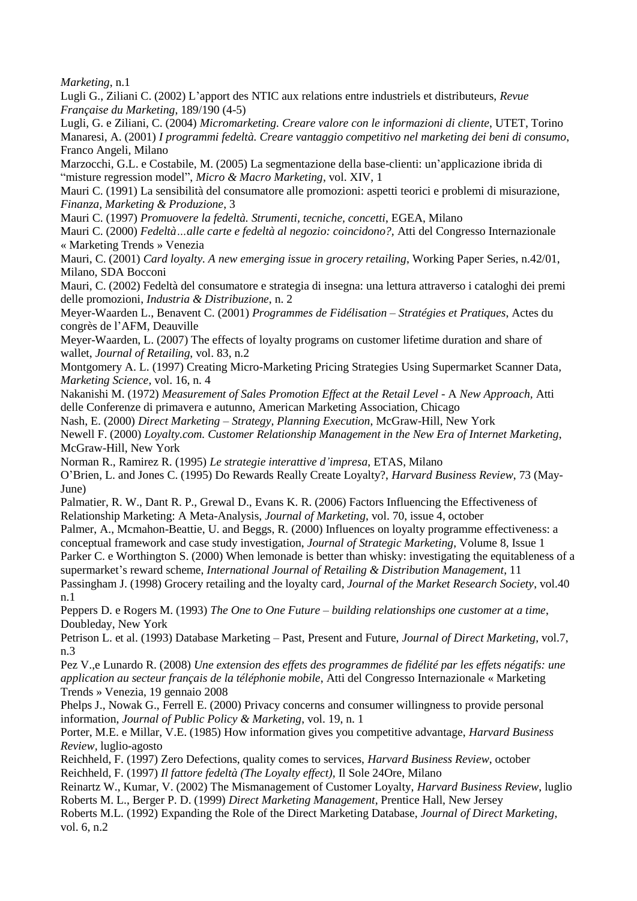*Marketing*, n.1

Lugli G., Ziliani C. (2002) L'apport des NTIC aux relations entre industriels et distributeurs, *Revue Française du Marketing*, 189/190 (4-5)

Lugli, G. e Ziliani, C. (2004) *Micromarketing. Creare valore con le informazioni di cliente*, UTET, Torino

Manaresi, A. (2001) *I programmi fedeltà. Creare vantaggio competitivo nel marketing dei beni di consumo*, Franco Angeli, Milano

Marzocchi, G.L. e Costabile, M. (2005) La segmentazione della base-clienti: un'applicazione ibrida di "misture regression model", *Micro & Macro Marketing*, vol. XIV, 1

Mauri C. (1991) La sensibilità del consumatore alle promozioni: aspetti teorici e problemi di misurazione, *Finanza, Marketing & Produzione*, 3

Mauri C. (1997) *Promuovere la fedeltà. Strumenti, tecniche, concetti*, EGEA, Milano

Mauri C. (2000) *Fedeltà…alle carte e fedeltà al negozio: coincidono?*, Atti del Congresso Internazionale « Marketing Trends » Venezia

Mauri, C. (2001) *Card loyalty. A new emerging issue in grocery retailing*, Working Paper Series, n.42/01, Milano, SDA Bocconi

Mauri, C. (2002) Fedeltà del consumatore e strategia di insegna: una lettura attraverso i cataloghi dei premi delle promozioni, *Industria & Distribuzione*, n. 2

Meyer-Waarden L., Benavent C. (2001) *Programmes de Fidélisation – Stratégies et Pratiques*, Actes du congrès de l'AFM, Deauville

Meyer-Waarden, L. (2007) The effects of loyalty programs on customer lifetime duration and share of wallet, *Journal of Retailing*, vol. 83, n.2

Montgomery A. L. (1997) Creating Micro-Marketing Pricing Strategies Using Supermarket Scanner Data, *Marketing Science*, vol. 16, n. 4

Nakanishi M. (1972) *Measurement of Sales Promotion Effect at the Retail Level* - A *New Approach*, Atti delle Conferenze di primavera e autunno, American Marketing Association, Chicago

Nash, E. (2000) *Direct Marketing – Strategy, Planning Execution*, McGraw-Hill, New York

Newell F. (2000) *Loyalty.com. Customer Relationship Management in the New Era of Internet Marketing*, McGraw-Hill, New York

Norman R., Ramirez R. (1995) *Le strategie interattive d'impresa*, ETAS, Milano

O'Brien, L. and Jones C. (1995) Do Rewards Really Create Loyalty?, *Harvard Business Review*, 73 (May-June)

Palmatier, R. W., Dant R. P., Grewal D., Evans K. R. (2006) Factors Influencing the Effectiveness of Relationship Marketing: A Meta-Analysis, *Journal of Marketing*, vol. 70, issue 4, october

Palmer, A., Mcmahon-Beattie, U. and Beggs, R. (2000) Influences on loyalty programme effectiveness: a conceptual framework and case study investigation, *Journal of Strategic Marketing*, Volume 8, Issue 1

Parker C. e Worthington S. (2000) When lemonade is better than whisky: investigating the equitableness of a supermarket's reward scheme, *International Journal of Retailing & Distribution Management*, 11

Passingham J. (1998) Grocery retailing and the loyalty card, *Journal of the Market Research Society*, vol.40 n.1

Peppers D. e Rogers M. (1993) *The One to One Future – building relationships one customer at a time*, Doubleday, New York

Petrison L. et al. (1993) Database Marketing – Past, Present and Future, *Journal of Direct Marketing*, vol.7, n.3

Pez V.,e Lunardo R. (2008) *Une extension des effets des programmes de fidélité par les effets négatifs: une application au secteur français de la téléphonie mobile*, Atti del Congresso Internazionale « Marketing Trends » Venezia, 19 gennaio 2008

Phelps J., Nowak G., Ferrell E. (2000) Privacy concerns and consumer willingness to provide personal information, *Journal of Public Policy & Marketing*, vol. 19, n. 1

Porter, M.E. e Millar, V.E. (1985) How information gives you competitive advantage, *Harvard Business Review*, luglio-agosto

Reichheld, F. (1997) Zero Defections, quality comes to services, *Harvard Business Review*, october

Reichheld, F. (1997) *Il fattore fedeltà (The Loyalty effect)*, Il Sole 24Ore, Milano

Reinartz W., Kumar, V. (2002) The Mismanagement of Customer Loyalty, *Harvard Business Review*, luglio

Roberts M. L., Berger P. D. (1999) *Direct Marketing Management*, Prentice Hall, New Jersey

Roberts M.L. (1992) Expanding the Role of the Direct Marketing Database, *Journal of Direct Marketing*, vol. 6, n.2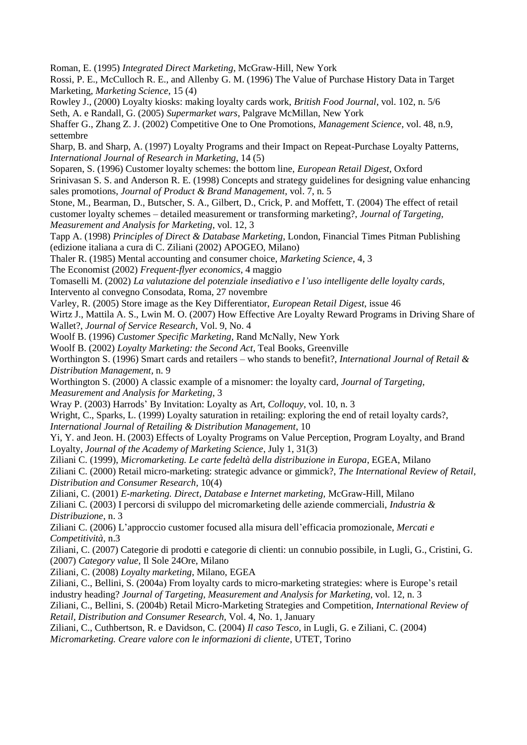Roman, E. (1995) *Integrated Direct Marketing*, McGraw-Hill, New York

Rossi, P. E., McCulloch R. E., and Allenby G. M. (1996) The Value of Purchase History Data in Target Marketing, *Marketing Science*, 15 (4)

Rowley J., (2000) Loyalty kiosks: making loyalty cards work, *British Food Journal*, vol. 102, n. 5/6

Seth, A. e Randall, G. (2005) *Supermarket wars*, Palgrave McMillan, New York

Shaffer G., Zhang Z. J. (2002) Competitive One to One Promotions, *Management Science*, vol. 48, n.9, settembre

Sharp, B. and Sharp, A. (1997) Loyalty Programs and their Impact on Repeat-Purchase Loyalty Patterns, *International Journal of Research in Marketing*, 14 (5)

Soparen, S. (1996) Customer loyalty schemes: the bottom line, *European Retail Digest*, Oxford

Srinivasan S. S. and Anderson R. E. (1998) Concepts and strategy guidelines for designing value enhancing sales promotions, *Journal of Product & Brand Management*, vol. 7, n. 5

Stone, M., Bearman, D., Butscher, S. A., Gilbert, D., Crick, P. and Moffett, T. (2004) The effect of retail customer loyalty schemes – detailed measurement or transforming marketing?, *Journal of Targeting, Measurement and Analysis for Marketing*, vol. 12, 3

Tapp A. (1998) *Principles of Direct & Database Marketing*, London, Financial Times Pitman Publishing (edizione italiana a cura di C. Ziliani (2002) APOGEO, Milano)

Thaler R. (1985) Mental accounting and consumer choice, *Marketing Science*, 4, 3

The Economist (2002) *Frequent-flyer economics*, 4 maggio

Tomaselli M. (2002) *La valutazione del potenziale insediativo e l'uso intelligente delle loyalty cards*, Intervento al convegno Consodata, Roma, 27 novembre

Varley, R. (2005) Store image as the Key Differentiator, *European Retail Digest*, issue 46

Wirtz J., Mattila A. S., Lwin M. O. (2007) How Effective Are Loyalty Reward Programs in Driving Share of Wallet?, *Journal of Service Research*, Vol. 9, No. 4

Woolf B. (1996) *Customer Specific Marketing*, Rand McNally, New York

Woolf B. (2002) *Loyalty Marketing: the Second Act*, Teal Books, Greenville

Worthington S. (1996) Smart cards and retailers – who stands to benefit?, *International Journal of Retail & Distribution Management*, n. 9

Worthington S. (2000) A classic example of a misnomer: the loyalty card, *Journal of Targeting, Measurement and Analysis for Marketing*, 3

Wray P. (2003) Harrods' By Invitation: Loyalty as Art, *Colloquy*, vol. 10, n. 3

Wright, C., Sparks, L. (1999) Loyalty saturation in retailing: exploring the end of retail loyalty cards?, *International Journal of Retailing & Distribution Management*, 10

Yi, Y. and Jeon. H. (2003) Effects of Loyalty Programs on Value Perception, Program Loyalty, and Brand Loyalty, *Journal of the Academy of Marketing Science*, July 1, 31(3)

Ziliani C. (1999), *Micromarketing. Le carte fedeltà della distribuzione in Europa*, EGEA, Milano

Ziliani C. (2000) Retail micro-marketing: strategic advance or gimmick?, *The International Review of Retail, Distribution and Consumer Research*, 10(4)

Ziliani, C. (2001) *E-marketing. Direct, Database e Internet marketing*, McGraw-Hill, Milano

Ziliani C. (2003) I percorsi di sviluppo del micromarketing delle aziende commerciali, *Industria & Distribuzione*, n. 3

Ziliani C. (2006) L'approccio customer focused alla misura dell'efficacia promozionale, *Mercati e Competitività*, n.3

Ziliani, C. (2007) Categorie di prodotti e categorie di clienti: un connubio possibile, in Lugli, G., Cristini, G. (2007) *Category value*, Il Sole 24Ore, Milano

Ziliani, C. (2008) *Loyalty marketing*, Milano, EGEA

Ziliani, C., Bellini, S. (2004a) From loyalty cards to micro-marketing strategies: where is Europe's retail industry heading? *Journal of Targeting, Measurement and Analysis for Marketing*, vol. 12, n. 3

Ziliani, C., Bellini, S. (2004b) Retail Micro-Marketing Strategies and Competition, *International Review of Retail, Distribution and Consumer Research*, Vol. 4, No. 1, January

Ziliani, C., Cuthbertson, R. e Davidson, C. (2004) *Il caso Tesco*, in Lugli, G. e Ziliani, C. (2004) *Micromarketing. Creare valore con le informazioni di cliente*, UTET, Torino